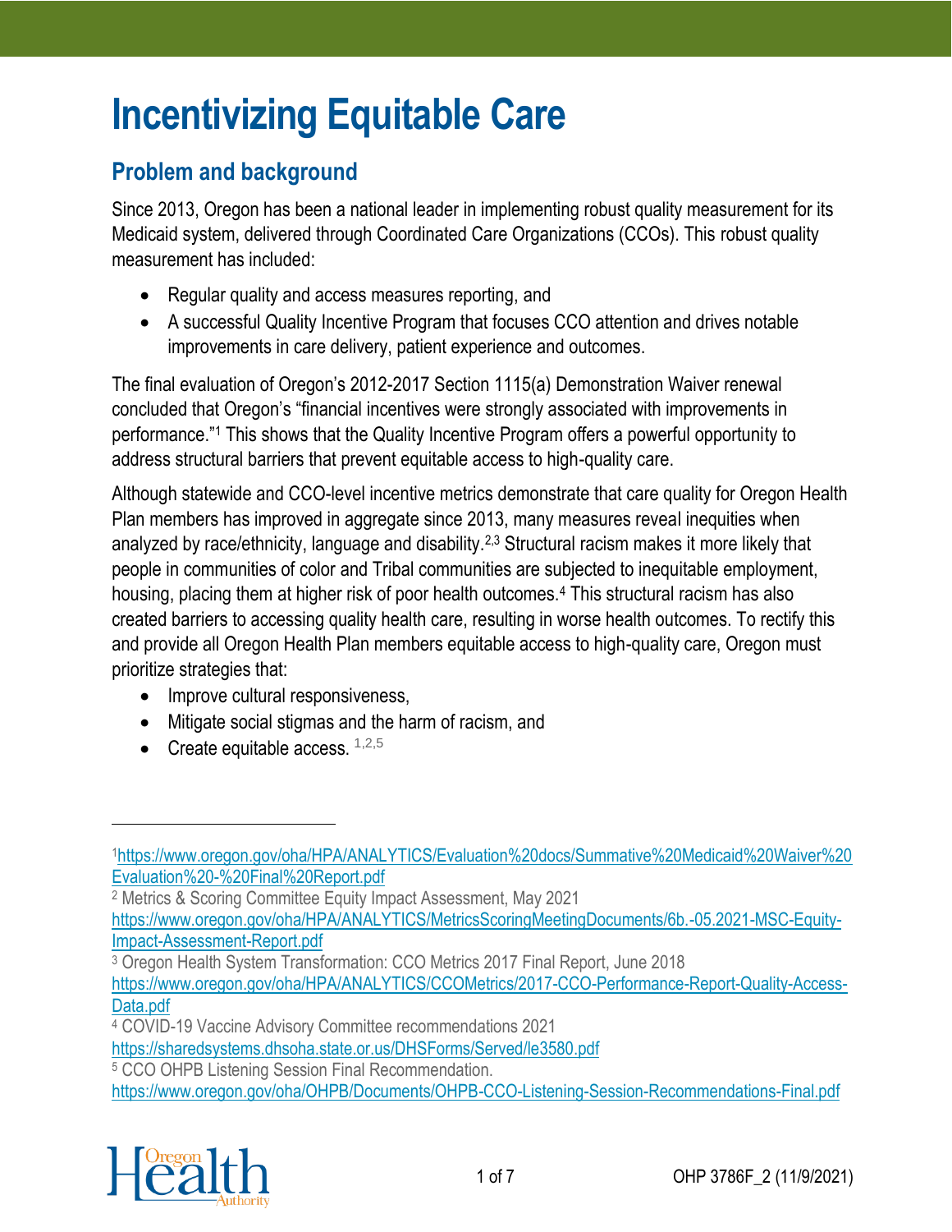# Incentivizing Equitable Care

## Problem and background

Since 2013, Oregon has been a national leader in implementing robust quality measurement for its Medicaid system, delivered through Coordinated Care Organizations (CCOs). This robust quality measurement has included:

- Regular quality and access measures reporting, and
- A successful Quality Incentive Program that focuses CCO attention and drives notable improvements in care delivery, patient experience and outcomes.

The final evaluation of Oregon's 2012-2017 Section 1115(a) Demonstration Waiver renewal concluded that Oregon's "financial incentives were strongly associated with improvements in performance."[1] This shows that the Quality Incentive Program offers a powerful opportunity to address structural barriers that prevent equitable access to high-quality care.

Although statewide and CCO-level incentive metrics demonstrate that care quality for Oregon Health Plan members has improved in aggregate since 2013, many measures reveal inequities when analyzed by race/ethnicity, language and disability.[2,3] Structural racism makes it more likely that people in communities of color and Tribal communities are subjected to inequitable employment, housing, placing them at higher risk of poor health outcomes.[4] This structural racism has also created barriers to accessing quality health care, resulting in worse health outcomes. To rectify this and provide all Oregon Health Plan members equitable access to high-quality care, Oregon must prioritize strategies that:

- Improve cultural responsiveness,
- Mitigate social stigmas and the harm of racism, and
- Create equitable access. [1,2,5]

---

[1] https://www.oregon.gov/oha/HPA/ANALYTICS/Evaluation%20docs/Summative%20Medicaid%20Waiver%20Evaluation%20-%20Final%20Report.pdf

[2] Metrics & Scoring Committee Equity Impact Assessment, May 2021 https://www.oregon.gov/oha/HPA/ANALYTICS/MetricsScoringMeetingDocuments/6b.-05.2021-MSC-Equity-Impact-Assessment-Report.pdf

[3] Oregon Health System Transformation: CCO Metrics 2017 Final Report, June 2018 https://www.oregon.gov/oha/HPA/ANALYTICS/CCOMetrics/2017-CCO-Performance-Report-Quality-Access-Data.pdf

[4] COVID-19 Vaccine Advisory Committee recommendations 2021 https://sharedsystems.dhsoha.state.or.us/DHSForms/Served/le3580.pdf

[5] CCO OHPB Listening Session Final Recommendation. https://www.oregon.gov/oha/OHPB/Documents/OHPB-CCO-Listening-Session-Recommendations-Final.pdf

OHP 3786F_2 (11/9/2021)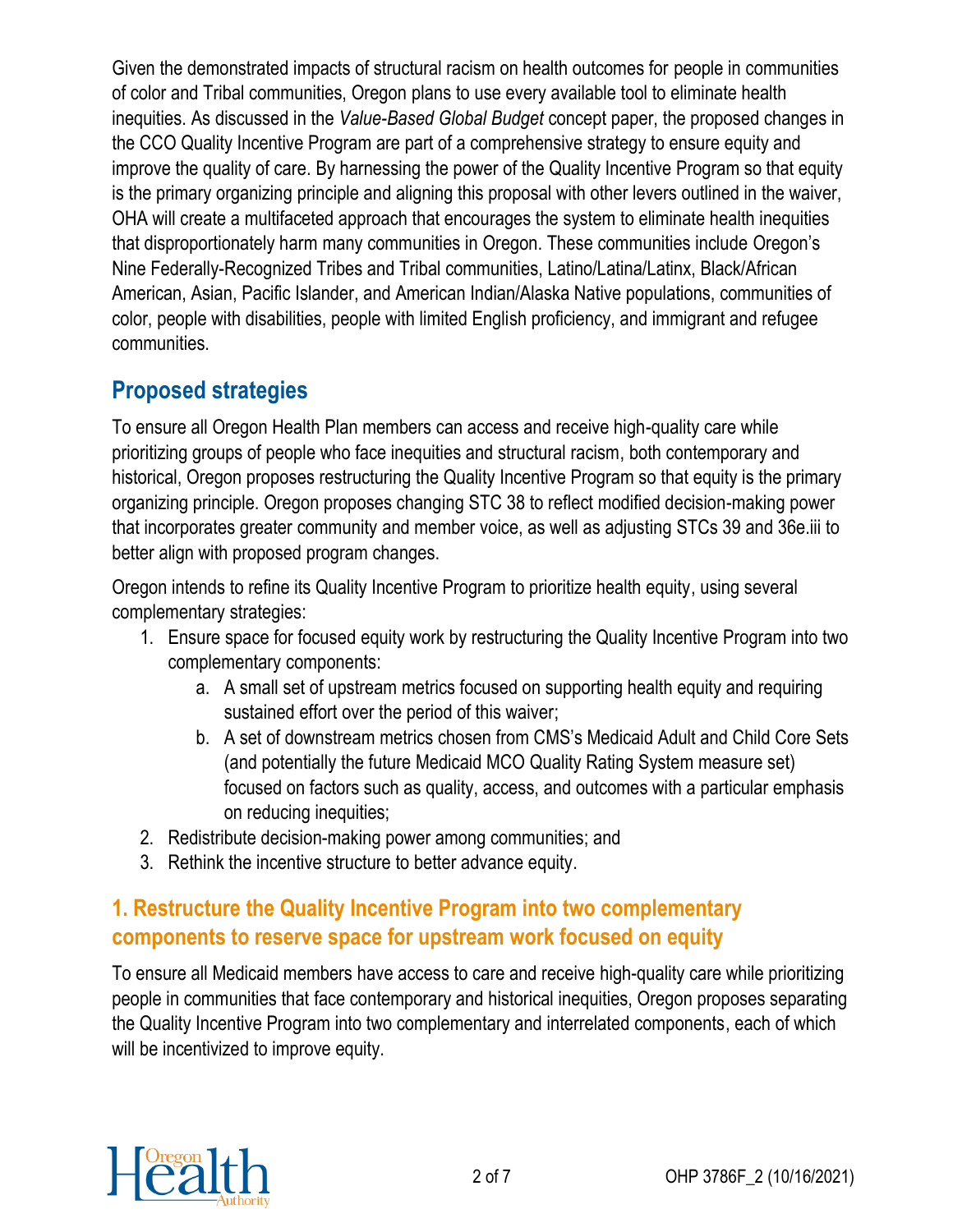Given the demonstrated impacts of structural racism on health outcomes for people in communities of color and Tribal communities, Oregon plans to use every available tool to eliminate health inequities. As discussed in the *Value-Based Global Budget* concept paper, the proposed changes in the CCO Quality Incentive Program are part of a comprehensive strategy to ensure equity and improve the quality of care. By harnessing the power of the Quality Incentive Program so that equity is the primary organizing principle and aligning this proposal with other levers outlined in the waiver, OHA will create a multifaceted approach that encourages the system to eliminate health inequities that disproportionately harm many communities in Oregon. These communities include Oregon's Nine Federally-Recognized Tribes and Tribal communities, Latino/Latina/Latinx, Black/African American, Asian, Pacific Islander, and American Indian/Alaska Native populations, communities of color, people with disabilities, people with limited English proficiency, and immigrant and refugee communities.

## Proposed strategies

To ensure all Oregon Health Plan members can access and receive high-quality care while prioritizing groups of people who face inequities and structural racism, both contemporary and historical, Oregon proposes restructuring the Quality Incentive Program so that equity is the primary organizing principle. Oregon proposes changing STC 38 to reflect modified decision-making power that incorporates greater community and member voice, as well as adjusting STCs 39 and 36e.iii to better align with proposed program changes.

Oregon intends to refine its Quality Incentive Program to prioritize health equity, using several complementary strategies:

1. Ensure space for focused equity work by restructuring the Quality Incentive Program into two complementary components:
    a. A small set of upstream metrics focused on supporting health equity and requiring sustained effort over the period of this waiver;
    b. A set of downstream metrics chosen from CMS's Medicaid Adult and Child Core Sets (and potentially the future Medicaid MCO Quality Rating System measure set) focused on factors such as quality, access, and outcomes with a particular emphasis on reducing inequities;
2. Redistribute decision-making power among communities; and
3. Rethink the incentive structure to better advance equity.

### 1. Restructure the Quality Incentive Program into two complementary components to reserve space for upstream work focused on equity

To ensure all Medicaid members have access to care and receive high-quality care while prioritizing people in communities that face contemporary and historical inequities, Oregon proposes separating the Quality Incentive Program into two complementary and interrelated components, each of which will be incentivized to improve equity.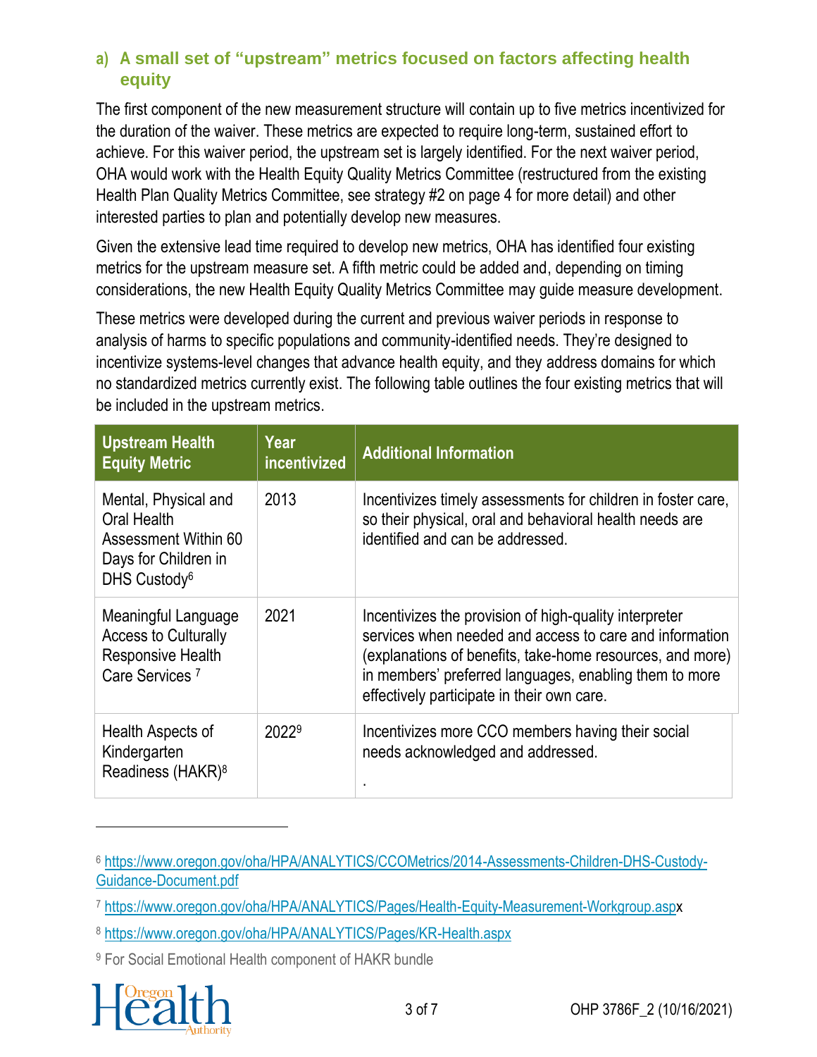### a) A small set of "upstream" metrics focused on factors affecting health equity

The first component of the new measurement structure will contain up to five metrics incentivized for the duration of the waiver. These metrics are expected to require long-term, sustained effort to achieve. For this waiver period, the upstream set is largely identified. For the next waiver period, OHA would work with the Health Equity Quality Metrics Committee (restructured from the existing Health Plan Quality Metrics Committee, see strategy #2 on page 4 for more detail) and other interested parties to plan and potentially develop new measures.

Given the extensive lead time required to develop new metrics, OHA has identified four existing metrics for the upstream measure set. A fifth metric could be added and, depending on timing considerations, the new Health Equity Quality Metrics Committee may guide measure development.

These metrics were developed during the current and previous waiver periods in response to analysis of harms to specific populations and community-identified needs. They're designed to incentivize systems-level changes that advance health equity, and they address domains for which no standardized metrics currently exist. The following table outlines the four existing metrics that will be included in the upstream metrics.

| Upstream Health Equity Metric | Year incentivized | Additional Information |
|---|---|---|
| Mental, Physical and Oral Health Assessment Within 60 Days for Children in DHS Custody[6] | 2013 | Incentivizes timely assessments for children in foster care, so their physical, oral and behavioral health needs are identified and can be addressed. |
| Meaningful Language Access to Culturally Responsive Health Care Services [7] | 2021 | Incentivizes the provision of high-quality interpreter services when needed and access to care and information (explanations of benefits, take-home resources, and more) in members' preferred languages, enabling them to more effectively participate in their own care. |
| Health Aspects of Kindergarten Readiness (HAKR)[8] | 2022[9] | Incentivizes more CCO members having their social needs acknowledged and addressed. . |

[6] https://www.oregon.gov/oha/HPA/ANALYTICS/CCOMetrics/2014-Assessments-Children-DHS-Custody-Guidance-Document.pdf

[7] https://www.oregon.gov/oha/HPA/ANALYTICS/Pages/Health-Equity-Measurement-Workgroup.aspx

[8] https://www.oregon.gov/oha/HPA/ANALYTICS/Pages/KR-Health.aspx

[9] For Social Emotional Health component of HAKR bundle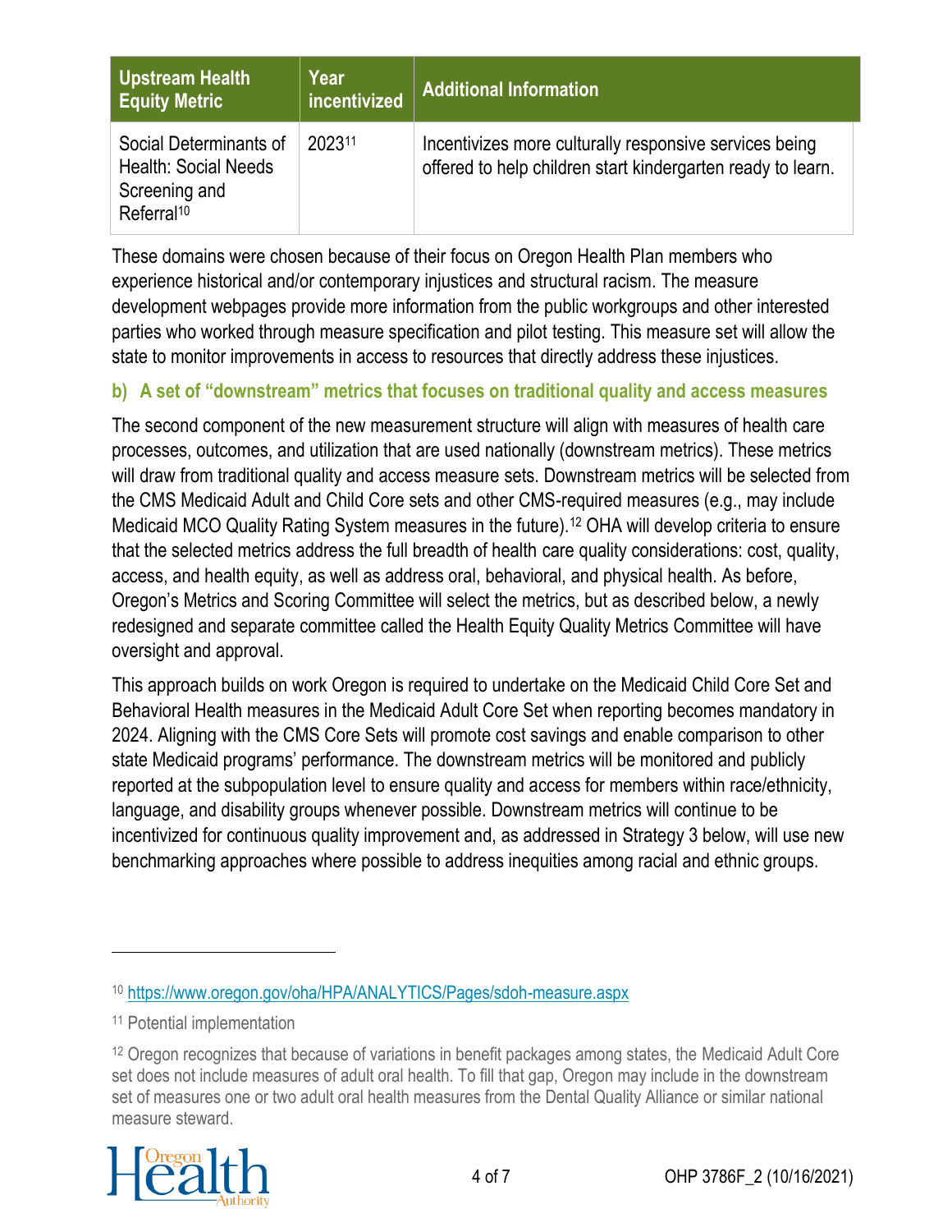| Upstream Health Equity Metric | Year incentivized | Additional Information |
|---|---|---|
| Social Determinants of Health: Social Needs Screening and Referral[10] | 2023[11] | Incentivizes more culturally responsive services being offered to help children start kindergarten ready to learn. |

These domains were chosen because of their focus on Oregon Health Plan members who experience historical and/or contemporary injustices and structural racism. The measure development webpages provide more information from the public workgroups and other interested parties who worked through measure specification and pilot testing. This measure set will allow the state to monitor improvements in access to resources that directly address these injustices.

### b) A set of "downstream" metrics that focuses on traditional quality and access measures

The second component of the new measurement structure will align with measures of health care processes, outcomes, and utilization that are used nationally (downstream metrics). These metrics will draw from traditional quality and access measure sets. Downstream metrics will be selected from the CMS Medicaid Adult and Child Core sets and other CMS-required measures (e.g., may include Medicaid MCO Quality Rating System measures in the future).[12] OHA will develop criteria to ensure that the selected metrics address the full breadth of health care quality considerations: cost, quality, access, and health equity, as well as address oral, behavioral, and physical health. As before, Oregon's Metrics and Scoring Committee will select the metrics, but as described below, a newly redesigned and separate committee called the Health Equity Quality Metrics Committee will have oversight and approval.

This approach builds on work Oregon is required to undertake on the Medicaid Child Core Set and Behavioral Health measures in the Medicaid Adult Core Set when reporting becomes mandatory in 2024. Aligning with the CMS Core Sets will promote cost savings and enable comparison to other state Medicaid programs' performance. The downstream metrics will be monitored and publicly reported at the subpopulation level to ensure quality and access for members within race/ethnicity, language, and disability groups whenever possible. Downstream metrics will continue to be incentivized for continuous quality improvement and, as addressed in Strategy 3 below, will use new benchmarking approaches where possible to address inequities among racial and ethnic groups.

---

[10] https://www.oregon.gov/oha/HPA/ANALYTICS/Pages/sdoh-measure.aspx

[11] Potential implementation

[12] Oregon recognizes that because of variations in benefit packages among states, the Medicaid Adult Core set does not include measures of adult oral health. To fill that gap, Oregon may include in the downstream set of measures one or two adult oral health measures from the Dental Quality Alliance or similar national measure steward.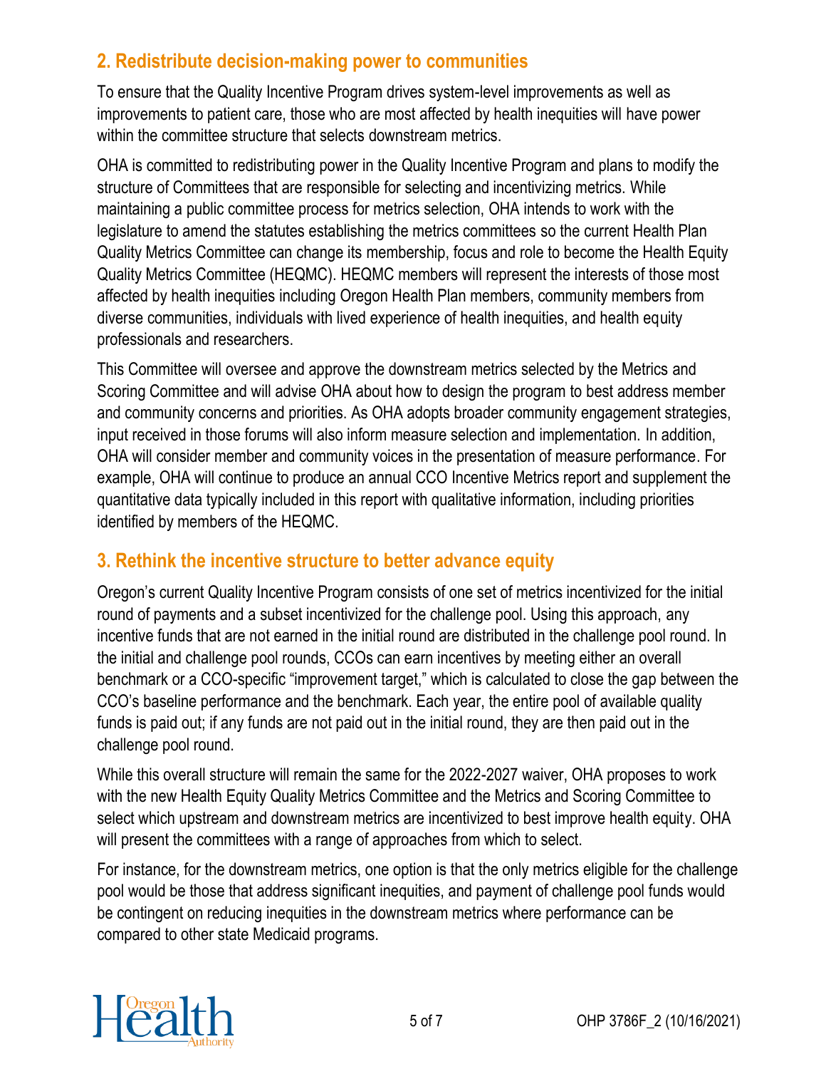## 2. Redistribute decision-making power to communities

To ensure that the Quality Incentive Program drives system-level improvements as well as improvements to patient care, those who are most affected by health inequities will have power within the committee structure that selects downstream metrics.

OHA is committed to redistributing power in the Quality Incentive Program and plans to modify the structure of Committees that are responsible for selecting and incentivizing metrics. While maintaining a public committee process for metrics selection, OHA intends to work with the legislature to amend the statutes establishing the metrics committees so the current Health Plan Quality Metrics Committee can change its membership, focus and role to become the Health Equity Quality Metrics Committee (HEQMC). HEQMC members will represent the interests of those most affected by health inequities including Oregon Health Plan members, community members from diverse communities, individuals with lived experience of health inequities, and health equity professionals and researchers.

This Committee will oversee and approve the downstream metrics selected by the Metrics and Scoring Committee and will advise OHA about how to design the program to best address member and community concerns and priorities. As OHA adopts broader community engagement strategies, input received in those forums will also inform measure selection and implementation. In addition, OHA will consider member and community voices in the presentation of measure performance. For example, OHA will continue to produce an annual CCO Incentive Metrics report and supplement the quantitative data typically included in this report with qualitative information, including priorities identified by members of the HEQMC.

## 3. Rethink the incentive structure to better advance equity

Oregon's current Quality Incentive Program consists of one set of metrics incentivized for the initial round of payments and a subset incentivized for the challenge pool. Using this approach, any incentive funds that are not earned in the initial round are distributed in the challenge pool round. In the initial and challenge pool rounds, CCOs can earn incentives by meeting either an overall benchmark or a CCO-specific "improvement target," which is calculated to close the gap between the CCO's baseline performance and the benchmark. Each year, the entire pool of available quality funds is paid out; if any funds are not paid out in the initial round, they are then paid out in the challenge pool round.

While this overall structure will remain the same for the 2022-2027 waiver, OHA proposes to work with the new Health Equity Quality Metrics Committee and the Metrics and Scoring Committee to select which upstream and downstream metrics are incentivized to best improve health equity. OHA will present the committees with a range of approaches from which to select.

For instance, for the downstream metrics, one option is that the only metrics eligible for the challenge pool would be those that address significant inequities, and payment of challenge pool funds would be contingent on reducing inequities in the downstream metrics where performance can be compared to other state Medicaid programs.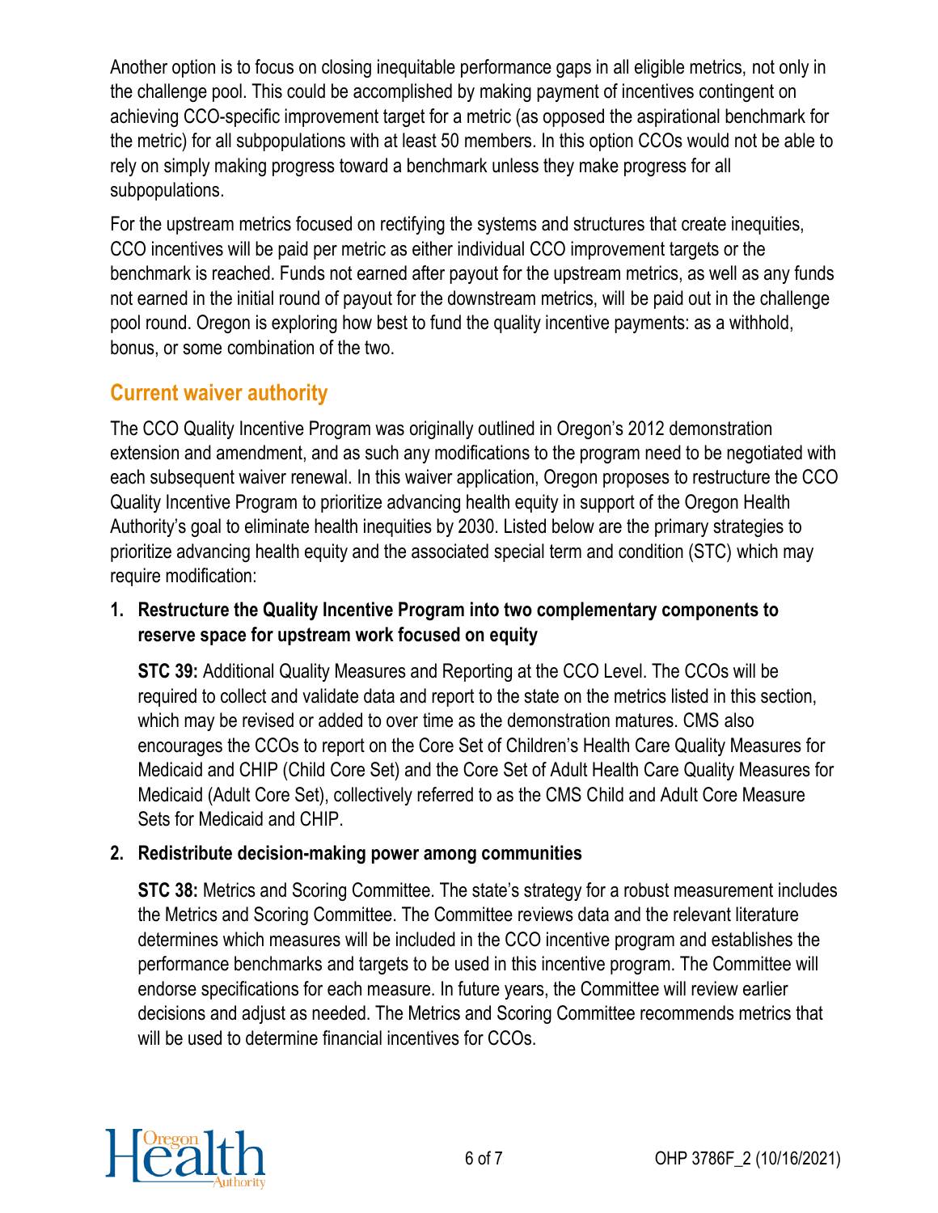Another option is to focus on closing inequitable performance gaps in all eligible metrics, not only in the challenge pool. This could be accomplished by making payment of incentives contingent on achieving CCO-specific improvement target for a metric (as opposed the aspirational benchmark for the metric) for all subpopulations with at least 50 members. In this option CCOs would not be able to rely on simply making progress toward a benchmark unless they make progress for all subpopulations.

For the upstream metrics focused on rectifying the systems and structures that create inequities, CCO incentives will be paid per metric as either individual CCO improvement targets or the benchmark is reached. Funds not earned after payout for the upstream metrics, as well as any funds not earned in the initial round of payout for the downstream metrics, will be paid out in the challenge pool round. Oregon is exploring how best to fund the quality incentive payments: as a withhold, bonus, or some combination of the two.

## Current waiver authority

The CCO Quality Incentive Program was originally outlined in Oregon's 2012 demonstration extension and amendment, and as such any modifications to the program need to be negotiated with each subsequent waiver renewal. In this waiver application, Oregon proposes to restructure the CCO Quality Incentive Program to prioritize advancing health equity in support of the Oregon Health Authority's goal to eliminate health inequities by 2030. Listed below are the primary strategies to prioritize advancing health equity and the associated special term and condition (STC) which may require modification:

1. **Restructure the Quality Incentive Program into two complementary components to reserve space for upstream work focused on equity**

   **STC 39:** Additional Quality Measures and Reporting at the CCO Level. The CCOs will be required to collect and validate data and report to the state on the metrics listed in this section, which may be revised or added to over time as the demonstration matures. CMS also encourages the CCOs to report on the Core Set of Children's Health Care Quality Measures for Medicaid and CHIP (Child Core Set) and the Core Set of Adult Health Care Quality Measures for Medicaid (Adult Core Set), collectively referred to as the CMS Child and Adult Core Measure Sets for Medicaid and CHIP.

2. **Redistribute decision-making power among communities**

   **STC 38:** Metrics and Scoring Committee. The state's strategy for a robust measurement includes the Metrics and Scoring Committee. The Committee reviews data and the relevant literature determines which measures will be included in the CCO incentive program and establishes the performance benchmarks and targets to be used in this incentive program. The Committee will endorse specifications for each measure. In future years, the Committee will review earlier decisions and adjust as needed. The Metrics and Scoring Committee recommends metrics that will be used to determine financial incentives for CCOs.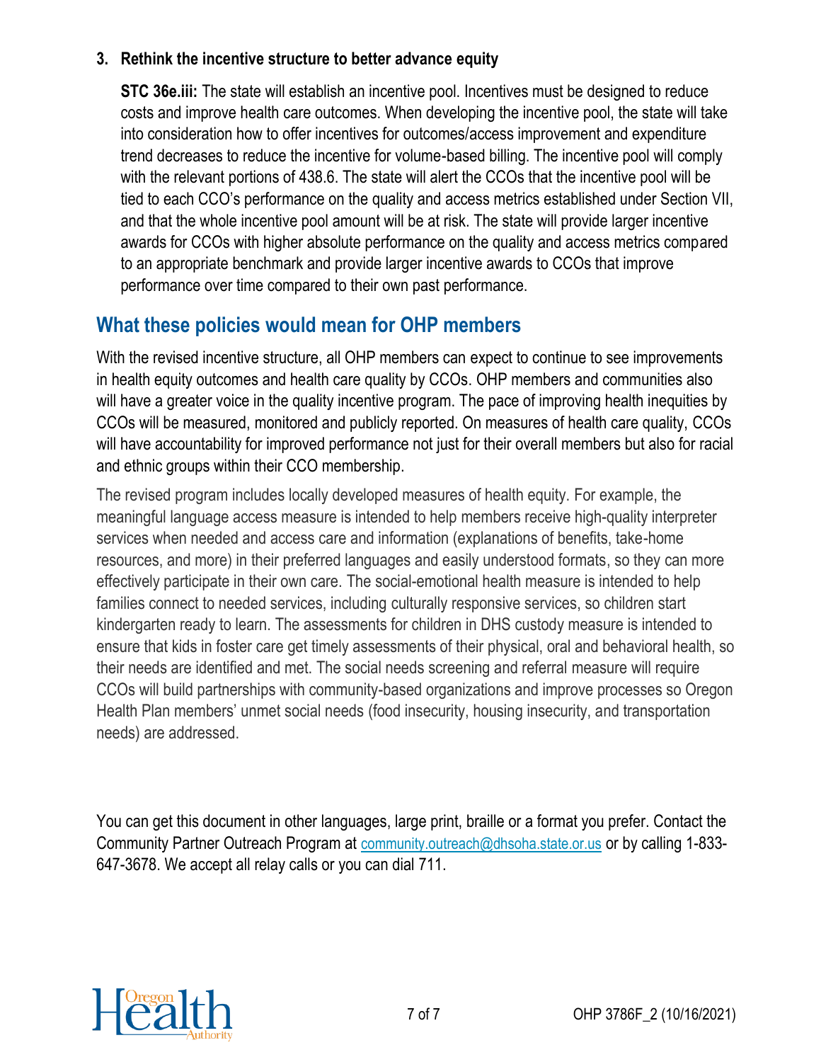**3. Rethink the incentive structure to better advance equity**

**STC 36e.iii:** The state will establish an incentive pool. Incentives must be designed to reduce costs and improve health care outcomes. When developing the incentive pool, the state will take into consideration how to offer incentives for outcomes/access improvement and expenditure trend decreases to reduce the incentive for volume-based billing. The incentive pool will comply with the relevant portions of 438.6. The state will alert the CCOs that the incentive pool will be tied to each CCO's performance on the quality and access metrics established under Section VII, and that the whole incentive pool amount will be at risk. The state will provide larger incentive awards for CCOs with higher absolute performance on the quality and access metrics compared to an appropriate benchmark and provide larger incentive awards to CCOs that improve performance over time compared to their own past performance.

## What these policies would mean for OHP members

With the revised incentive structure, all OHP members can expect to continue to see improvements in health equity outcomes and health care quality by CCOs. OHP members and communities also will have a greater voice in the quality incentive program. The pace of improving health inequities by CCOs will be measured, monitored and publicly reported. On measures of health care quality, CCOs will have accountability for improved performance not just for their overall members but also for racial and ethnic groups within their CCO membership.

The revised program includes locally developed measures of health equity. For example, the meaningful language access measure is intended to help members receive high-quality interpreter services when needed and access care and information (explanations of benefits, take-home resources, and more) in their preferred languages and easily understood formats, so they can more effectively participate in their own care. The social-emotional health measure is intended to help families connect to needed services, including culturally responsive services, so children start kindergarten ready to learn. The assessments for children in DHS custody measure is intended to ensure that kids in foster care get timely assessments of their physical, oral and behavioral health, so their needs are identified and met. The social needs screening and referral measure will require CCOs will build partnerships with community-based organizations and improve processes so Oregon Health Plan members' unmet social needs (food insecurity, housing insecurity, and transportation needs) are addressed.

You can get this document in other languages, large print, braille or a format you prefer. Contact the Community Partner Outreach Program at community.outreach@dhsoha.state.or.us or by calling 1-833-647-3678. We accept all relay calls or you can dial 711.

OHP 3786F_2 (10/16/2021)